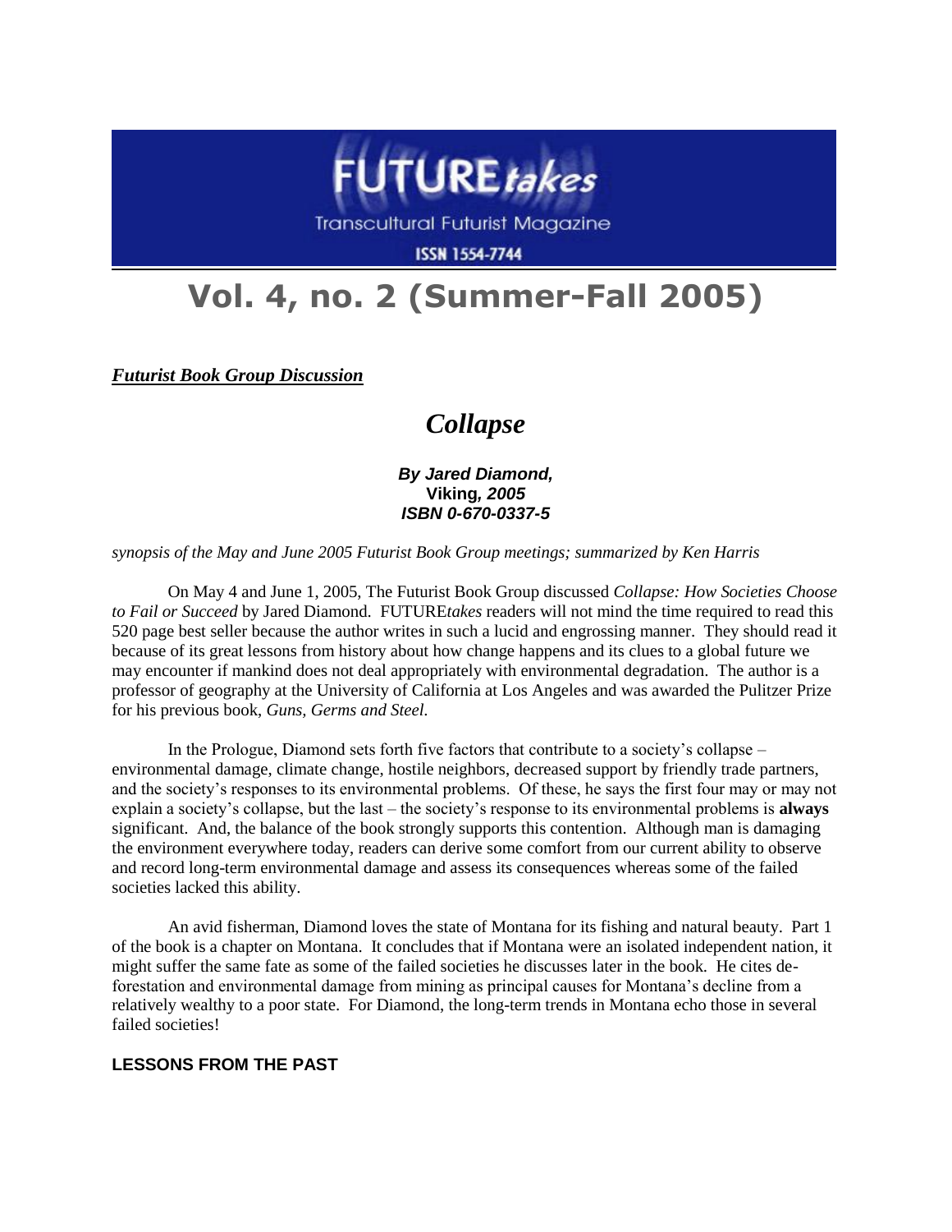# FUTURE*takes*

Transcultural Futurist Magazine

ISSN 1554-7744

# Vol. 4, no. 2 (Summer-Fall 2005)

***Futurist Book Group Discussion***

## *Collapse*

***By Jared Diamond,***
**Viking*, 2005***
***ISBN 0-670-0337-5***

*synopsis of the May and June 2005 Futurist Book Group meetings; summarized by Ken Harris*

On May 4 and June 1, 2005, The Futurist Book Group discussed *Collapse: How Societies Choose to Fail or Succeed* by Jared Diamond. FUTURE*takes* readers will not mind the time required to read this 520 page best seller because the author writes in such a lucid and engrossing manner. They should read it because of its great lessons from history about how change happens and its clues to a global future we may encounter if mankind does not deal appropriately with environmental degradation. The author is a professor of geography at the University of California at Los Angeles and was awarded the Pulitzer Prize for his previous book, *Guns, Germs and Steel.*

In the Prologue, Diamond sets forth five factors that contribute to a society's collapse – environmental damage, climate change, hostile neighbors, decreased support by friendly trade partners, and the society's responses to its environmental problems. Of these, he says the first four may or may not explain a society's collapse, but the last – the society's response to its environmental problems is **always** significant. And, the balance of the book strongly supports this contention. Although man is damaging the environment everywhere today, readers can derive some comfort from our current ability to observe and record long-term environmental damage and assess its consequences whereas some of the failed societies lacked this ability.

An avid fisherman, Diamond loves the state of Montana for its fishing and natural beauty. Part 1 of the book is a chapter on Montana. It concludes that if Montana were an isolated independent nation, it might suffer the same fate as some of the failed societies he discusses later in the book. He cites de-forestation and environmental damage from mining as principal causes for Montana's decline from a relatively wealthy to a poor state. For Diamond, the long-term trends in Montana echo those in several failed societies!

### LESSONS FROM THE PAST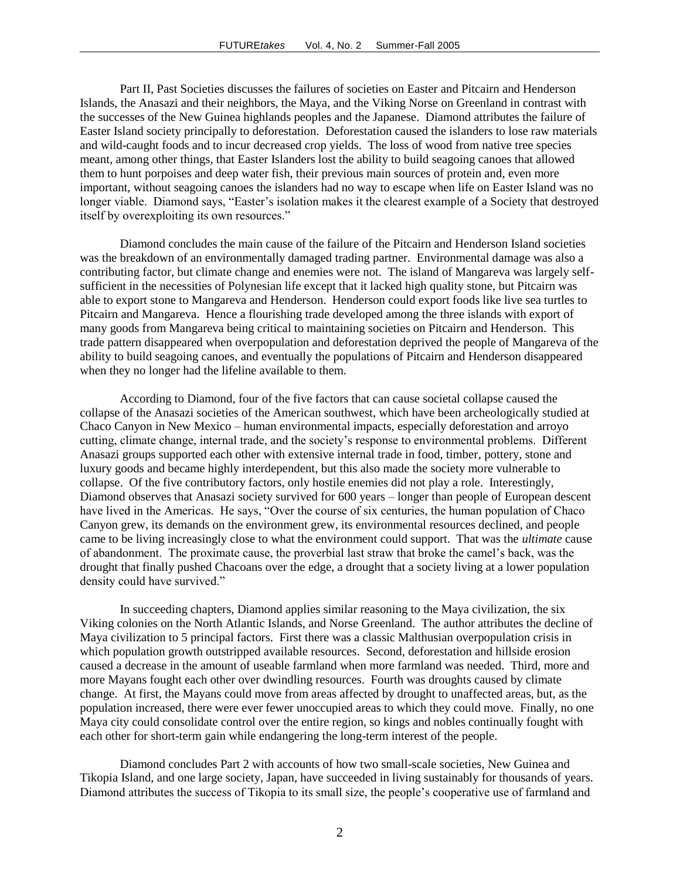Part II, Past Societies discusses the failures of societies on Easter and Pitcairn and Henderson Islands, the Anasazi and their neighbors, the Maya, and the Viking Norse on Greenland in contrast with the successes of the New Guinea highlands peoples and the Japanese. Diamond attributes the failure of Easter Island society principally to deforestation. Deforestation caused the islanders to lose raw materials and wild-caught foods and to incur decreased crop yields. The loss of wood from native tree species meant, among other things, that Easter Islanders lost the ability to build seagoing canoes that allowed them to hunt porpoises and deep water fish, their previous main sources of protein and, even more important, without seagoing canoes the islanders had no way to escape when life on Easter Island was no longer viable. Diamond says, "Easter's isolation makes it the clearest example of a Society that destroyed itself by overexploiting its own resources."

Diamond concludes the main cause of the failure of the Pitcairn and Henderson Island societies was the breakdown of an environmentally damaged trading partner. Environmental damage was also a contributing factor, but climate change and enemies were not. The island of Mangareva was largely self-sufficient in the necessities of Polynesian life except that it lacked high quality stone, but Pitcairn was able to export stone to Mangareva and Henderson. Henderson could export foods like live sea turtles to Pitcairn and Mangareva. Hence a flourishing trade developed among the three islands with export of many goods from Mangareva being critical to maintaining societies on Pitcairn and Henderson. This trade pattern disappeared when overpopulation and deforestation deprived the people of Mangareva of the ability to build seagoing canoes, and eventually the populations of Pitcairn and Henderson disappeared when they no longer had the lifeline available to them.

According to Diamond, four of the five factors that can cause societal collapse caused the collapse of the Anasazi societies of the American southwest, which have been archeologically studied at Chaco Canyon in New Mexico – human environmental impacts, especially deforestation and arroyo cutting, climate change, internal trade, and the society's response to environmental problems. Different Anasazi groups supported each other with extensive internal trade in food, timber, pottery, stone and luxury goods and became highly interdependent, but this also made the society more vulnerable to collapse. Of the five contributory factors, only hostile enemies did not play a role. Interestingly, Diamond observes that Anasazi society survived for 600 years – longer than people of European descent have lived in the Americas. He says, "Over the course of six centuries, the human population of Chaco Canyon grew, its demands on the environment grew, its environmental resources declined, and people came to be living increasingly close to what the environment could support. That was the *ultimate* cause of abandonment. The proximate cause, the proverbial last straw that broke the camel's back, was the drought that finally pushed Chacoans over the edge, a drought that a society living at a lower population density could have survived."

In succeeding chapters, Diamond applies similar reasoning to the Maya civilization, the six Viking colonies on the North Atlantic Islands, and Norse Greenland. The author attributes the decline of Maya civilization to 5 principal factors. First there was a classic Malthusian overpopulation crisis in which population growth outstripped available resources. Second, deforestation and hillside erosion caused a decrease in the amount of useable farmland when more farmland was needed. Third, more and more Mayans fought each other over dwindling resources. Fourth was droughts caused by climate change. At first, the Mayans could move from areas affected by drought to unaffected areas, but, as the population increased, there were ever fewer unoccupied areas to which they could move. Finally, no one Maya city could consolidate control over the entire region, so kings and nobles continually fought with each other for short-term gain while endangering the long-term interest of the people.

Diamond concludes Part 2 with accounts of how two small-scale societies, New Guinea and Tikopia Island, and one large society, Japan, have succeeded in living sustainably for thousands of years. Diamond attributes the success of Tikopia to its small size, the people's cooperative use of farmland and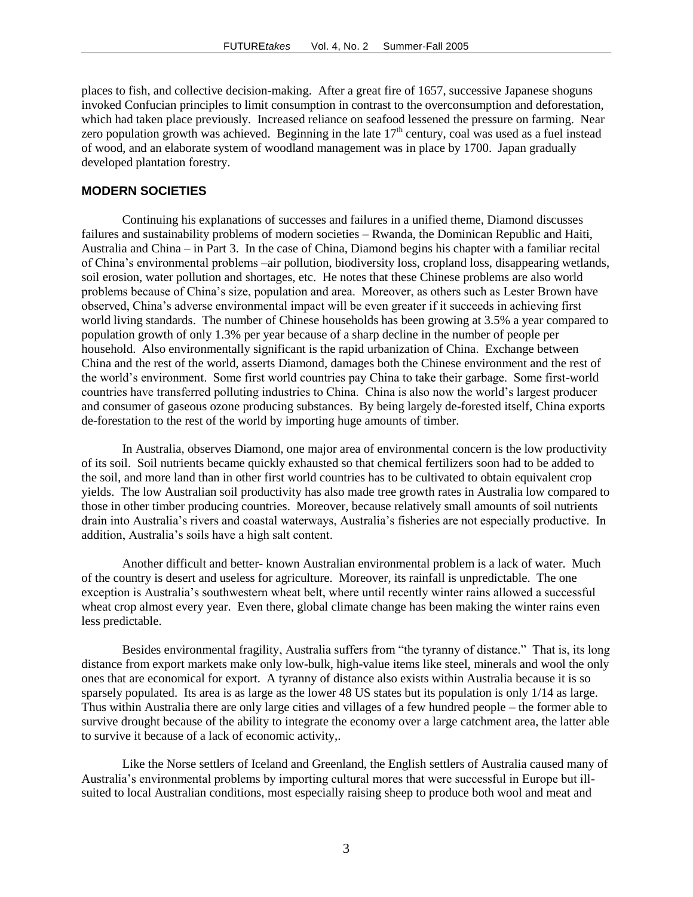places to fish, and collective decision-making. After a great fire of 1657, successive Japanese shoguns invoked Confucian principles to limit consumption in contrast to the overconsumption and deforestation, which had taken place previously. Increased reliance on seafood lessened the pressure on farming. Near zero population growth was achieved. Beginning in the late 17$^{th}$ century, coal was used as a fuel instead of wood, and an elaborate system of woodland management was in place by 1700. Japan gradually developed plantation forestry.

## MODERN SOCIETIES

Continuing his explanations of successes and failures in a unified theme, Diamond discusses failures and sustainability problems of modern societies – Rwanda, the Dominican Republic and Haiti, Australia and China – in Part 3. In the case of China, Diamond begins his chapter with a familiar recital of China's environmental problems –air pollution, biodiversity loss, cropland loss, disappearing wetlands, soil erosion, water pollution and shortages, etc. He notes that these Chinese problems are also world problems because of China's size, population and area. Moreover, as others such as Lester Brown have observed, China's adverse environmental impact will be even greater if it succeeds in achieving first world living standards. The number of Chinese households has been growing at 3.5% a year compared to population growth of only 1.3% per year because of a sharp decline in the number of people per household. Also environmentally significant is the rapid urbanization of China. Exchange between China and the rest of the world, asserts Diamond, damages both the Chinese environment and the rest of the world's environment. Some first world countries pay China to take their garbage. Some first-world countries have transferred polluting industries to China. China is also now the world's largest producer and consumer of gaseous ozone producing substances. By being largely de-forested itself, China exports de-forestation to the rest of the world by importing huge amounts of timber.

In Australia, observes Diamond, one major area of environmental concern is the low productivity of its soil. Soil nutrients became quickly exhausted so that chemical fertilizers soon had to be added to the soil, and more land than in other first world countries has to be cultivated to obtain equivalent crop yields. The low Australian soil productivity has also made tree growth rates in Australia low compared to those in other timber producing countries. Moreover, because relatively small amounts of soil nutrients drain into Australia's rivers and coastal waterways, Australia's fisheries are not especially productive. In addition, Australia's soils have a high salt content.

Another difficult and better- known Australian environmental problem is a lack of water. Much of the country is desert and useless for agriculture. Moreover, its rainfall is unpredictable. The one exception is Australia's southwestern wheat belt, where until recently winter rains allowed a successful wheat crop almost every year. Even there, global climate change has been making the winter rains even less predictable.

Besides environmental fragility, Australia suffers from "the tyranny of distance." That is, its long distance from export markets make only low-bulk, high-value items like steel, minerals and wool the only ones that are economical for export. A tyranny of distance also exists within Australia because it is so sparsely populated. Its area is as large as the lower 48 US states but its population is only 1/14 as large. Thus within Australia there are only large cities and villages of a few hundred people – the former able to survive drought because of the ability to integrate the economy over a large catchment area, the latter able to survive it because of a lack of economic activity,.

Like the Norse settlers of Iceland and Greenland, the English settlers of Australia caused many of Australia's environmental problems by importing cultural mores that were successful in Europe but ill-suited to local Australian conditions, most especially raising sheep to produce both wool and meat and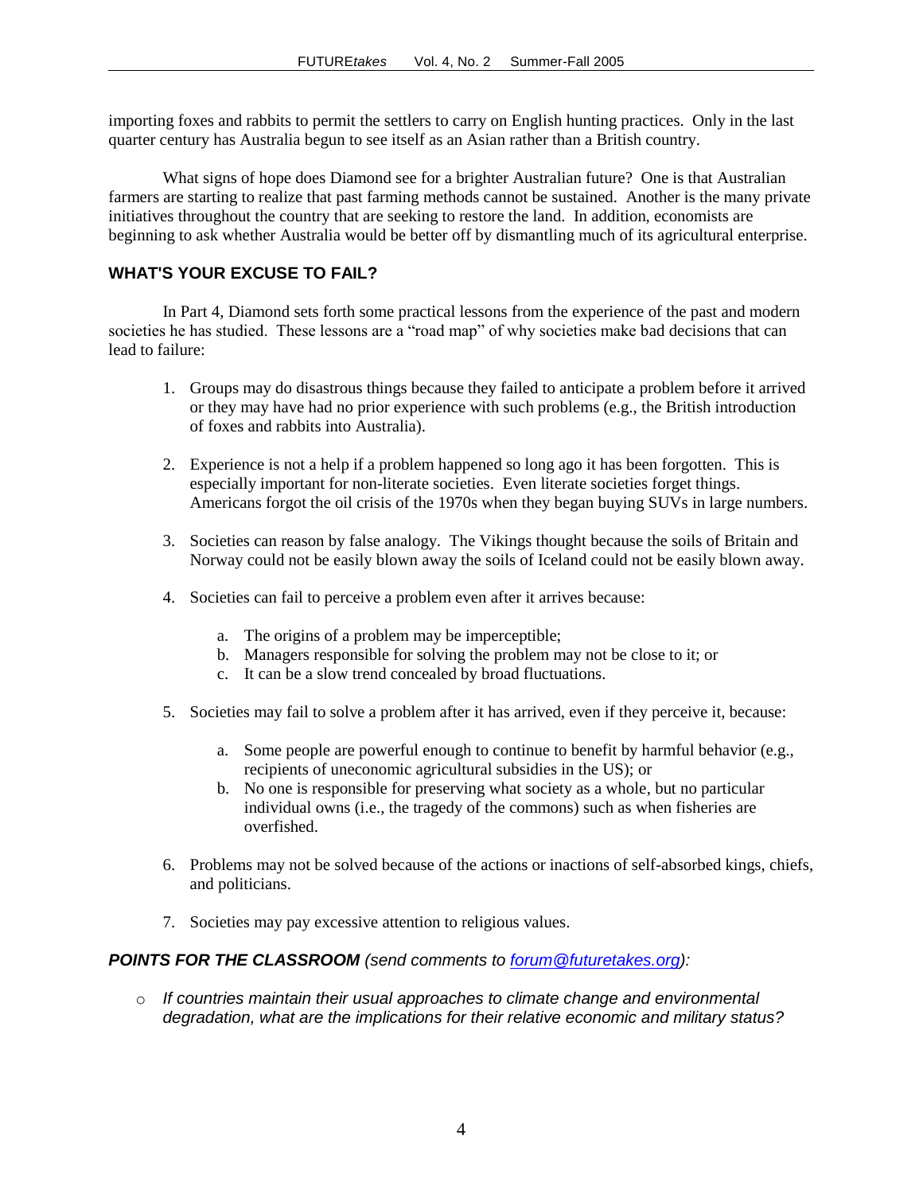importing foxes and rabbits to permit the settlers to carry on English hunting practices. Only in the last quarter century has Australia begun to see itself as an Asian rather than a British country.

What signs of hope does Diamond see for a brighter Australian future? One is that Australian farmers are starting to realize that past farming methods cannot be sustained. Another is the many private initiatives throughout the country that are seeking to restore the land. In addition, economists are beginning to ask whether Australia would be better off by dismantling much of its agricultural enterprise.

### WHAT'S YOUR EXCUSE TO FAIL?

In Part 4, Diamond sets forth some practical lessons from the experience of the past and modern societies he has studied. These lessons are a "road map" of why societies make bad decisions that can lead to failure:

1. Groups may do disastrous things because they failed to anticipate a problem before it arrived or they may have had no prior experience with such problems (e.g., the British introduction of foxes and rabbits into Australia).

2. Experience is not a help if a problem happened so long ago it has been forgotten. This is especially important for non-literate societies. Even literate societies forget things. Americans forgot the oil crisis of the 1970s when they began buying SUVs in large numbers.

3. Societies can reason by false analogy. The Vikings thought because the soils of Britain and Norway could not be easily blown away the soils of Iceland could not be easily blown away.

4. Societies can fail to perceive a problem even after it arrives because:

   a. The origins of a problem may be imperceptible;
   b. Managers responsible for solving the problem may not be close to it; or
   c. It can be a slow trend concealed by broad fluctuations.

5. Societies may fail to solve a problem after it has arrived, even if they perceive it, because:

   a. Some people are powerful enough to continue to benefit by harmful behavior (e.g., recipients of uneconomic agricultural subsidies in the US); or
   b. No one is responsible for preserving what society as a whole, but no particular individual owns (i.e., the tragedy of the commons) such as when fisheries are overfished.

6. Problems may not be solved because of the actions or inactions of self-absorbed kings, chiefs, and politicians.

7. Societies may pay excessive attention to religious values.

***POINTS FOR THE CLASSROOM*** *(send comments to [forum@futuretakes.org](mailto:forum@futuretakes.org)):*

- *If countries maintain their usual approaches to climate change and environmental degradation, what are the implications for their relative economic and military status?*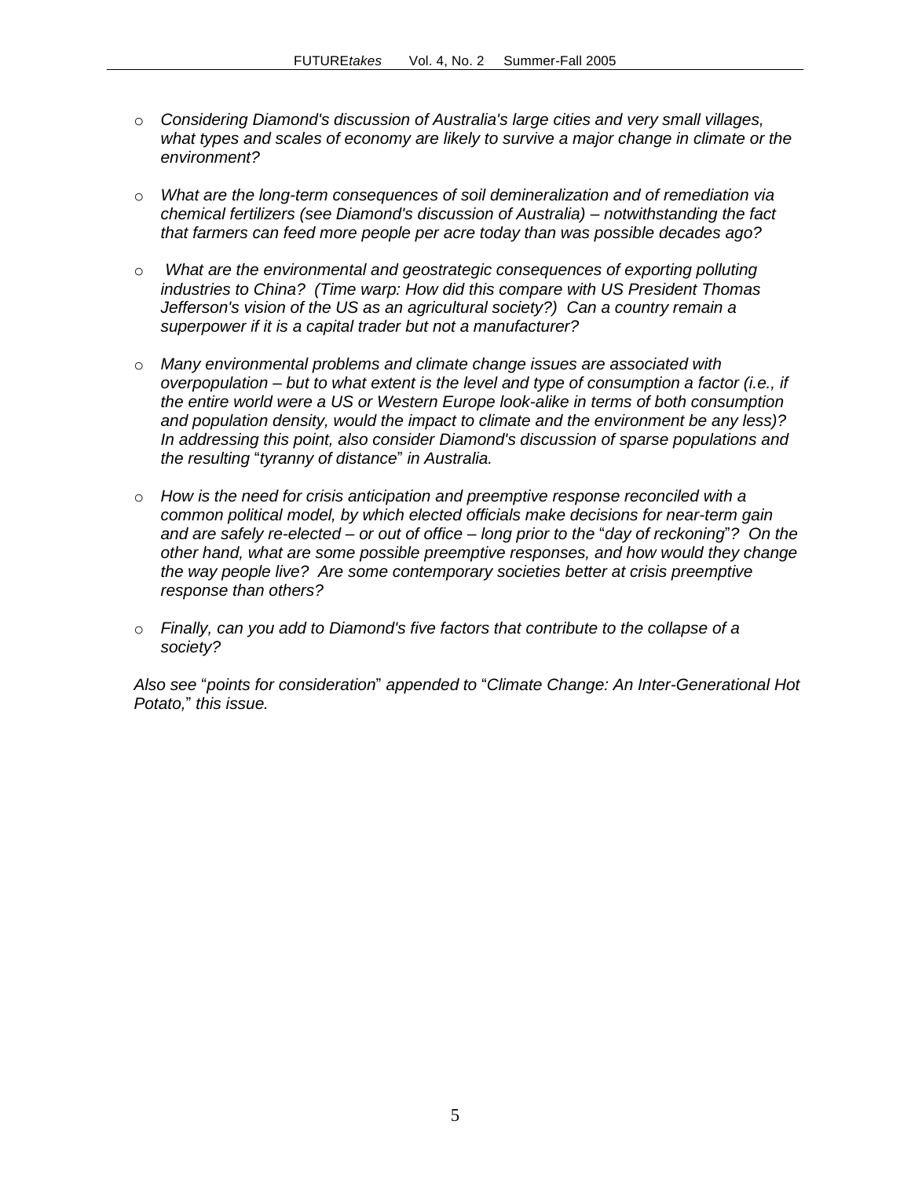- *Considering Diamond's discussion of Australia's large cities and very small villages, what types and scales of economy are likely to survive a major change in climate or the environment?*

- *What are the long-term consequences of soil demineralization and of remediation via chemical fertilizers (see Diamond's discussion of Australia) – notwithstanding the fact that farmers can feed more people per acre today than was possible decades ago?*

- *What are the environmental and geostrategic consequences of exporting polluting industries to China? (Time warp: How did this compare with US President Thomas Jefferson's vision of the US as an agricultural society?) Can a country remain a superpower if it is a capital trader but not a manufacturer?*

- *Many environmental problems and climate change issues are associated with overpopulation – but to what extent is the level and type of consumption a factor (i.e., if the entire world were a US or Western Europe look-alike in terms of both consumption and population density, would the impact to climate and the environment be any less)? In addressing this point, also consider Diamond's discussion of sparse populations and the resulting* "*tyranny of distance*" *in Australia.*

- *How is the need for crisis anticipation and preemptive response reconciled with a common political model, by which elected officials make decisions for near-term gain and are safely re-elected – or out of office – long prior to the* "*day of reckoning*"*? On the other hand, what are some possible preemptive responses, and how would they change the way people live? Are some contemporary societies better at crisis preemptive response than others?*

- *Finally, can you add to Diamond's five factors that contribute to the collapse of a society?*

*Also see* "*points for consideration*" *appended to* "*Climate Change: An Inter-Generational Hot Potato,*" *this issue.*